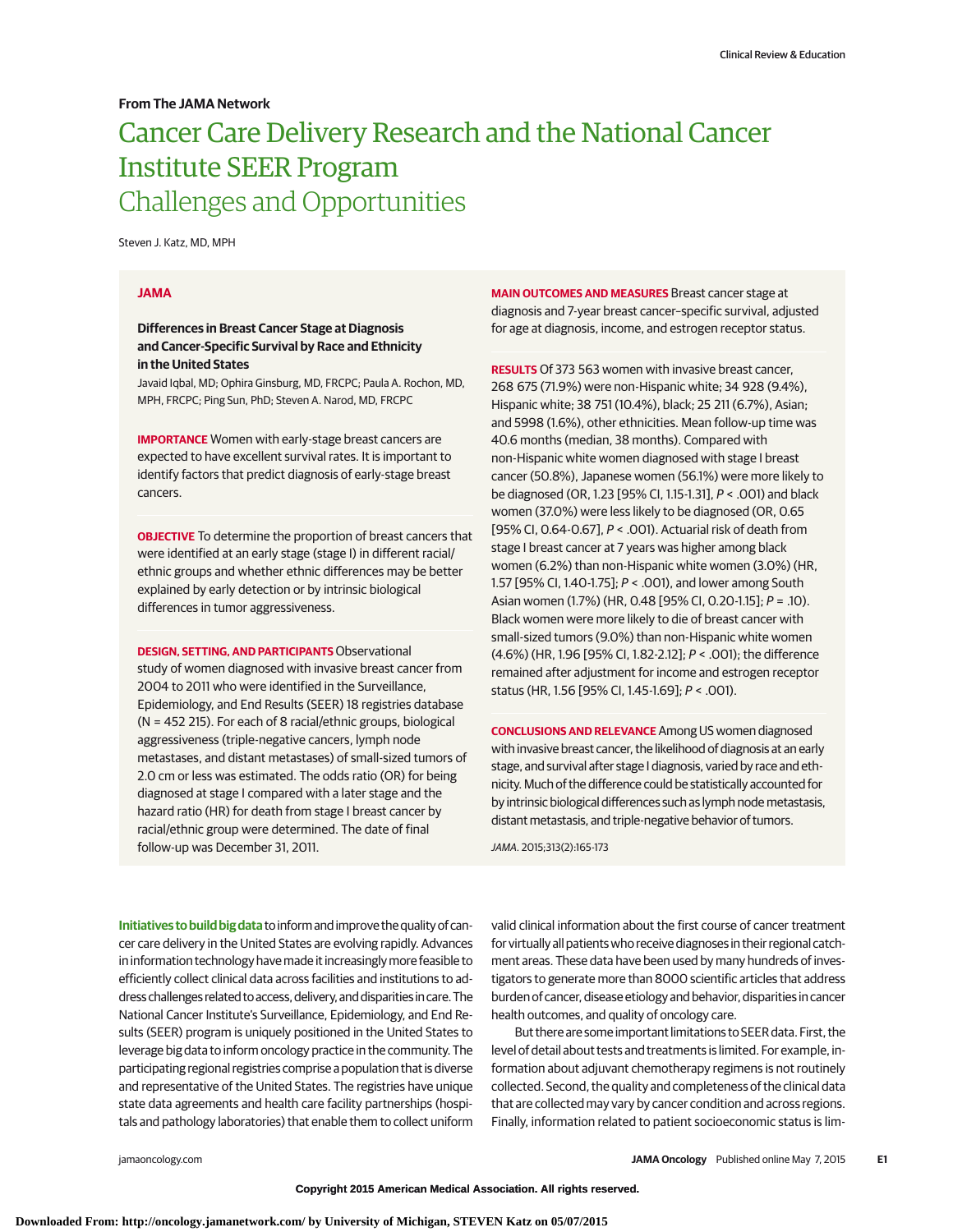From The JAMA Network

# Cancer Care Delivery Research and the National Cancer Institute SEER Program

## Challenges and Opportunities

Steven J. Katz, MD, MPH

**JAMA**

**Differences in Breast Cancer Stage at Diagnosis and Cancer-Specific Survival by Race and Ethnicity in the United States**

Javaid Iqbal, MD; Ophira Ginsburg, MD, FRCPC; Paula A. Rochon, MD, MPH, FRCPC; Ping Sun, PhD; Steven A. Narod, MD, FRCPC

**IMPORTANCE** Women with early-stage breast cancers are expected to have excellent survival rates. It is important to identify factors that predict diagnosis of early-stage breast cancers.

**OBJECTIVE** To determine the proportion of breast cancers that were identified at an early stage (stage I) in different racial/ethnic groups and whether ethnic differences may be better explained by early detection or by intrinsic biological differences in tumor aggressiveness.

**DESIGN, SETTING, AND PARTICIPANTS** Observational study of women diagnosed with invasive breast cancer from 2004 to 2011 who were identified in the Surveillance, Epidemiology, and End Results (SEER) 18 registries database (N = 452 215). For each of 8 racial/ethnic groups, biological aggressiveness (triple-negative cancers, lymph node metastases, and distant metastases) of small-sized tumors of 2.0 cm or less was estimated. The odds ratio (OR) for being diagnosed at stage I compared with a later stage and the hazard ratio (HR) for death from stage I breast cancer by racial/ethnic group were determined. The date of final follow-up was December 31, 2011.

**MAIN OUTCOMES AND MEASURES** Breast cancer stage at diagnosis and 7-year breast cancer–specific survival, adjusted for age at diagnosis, income, and estrogen receptor status.

**RESULTS** Of 373 563 women with invasive breast cancer, 268 675 (71.9%) were non-Hispanic white; 34 928 (9.4%), Hispanic white; 38 751 (10.4%), black; 25 211 (6.7%), Asian; and 5998 (1.6%), other ethnicities. Mean follow-up time was 40.6 months (median, 38 months). Compared with non-Hispanic white women diagnosed with stage I breast cancer (50.8%), Japanese women (56.1%) were more likely to be diagnosed (OR, 1.23 [95% CI, 1.15-1.31], $P < .001$) and black women (37.0%) were less likely to be diagnosed (OR, 0.65 [95% CI, 0.64-0.67], $P < .001$). Actuarial risk of death from stage I breast cancer at 7 years was higher among black women (6.2%) than non-Hispanic white women (3.0%) (HR, 1.57 [95% CI, 1.40-1.75]; $P < .001$), and lower among South Asian women (1.7%) (HR, 0.48 [95% CI, 0.20-1.15]; $P = .10$). Black women were more likely to die of breast cancer with small-sized tumors (9.0%) than non-Hispanic white women (4.6%) (HR, 1.96 [95% CI, 1.82-2.12]; $P < .001$); the difference remained after adjustment for income and estrogen receptor status (HR, 1.56 [95% CI, 1.45-1.69]; $P < .001$).

**CONCLUSIONS AND RELEVANCE** Among US women diagnosed with invasive breast cancer, the likelihood of diagnosis at an early stage, and survival after stage I diagnosis, varied by race and ethnicity. Much of the difference could be statistically accounted for by intrinsic biological differences such as lymph node metastasis, distant metastasis, and triple-negative behavior of tumors.

*JAMA*. 2015;313(2):165-173

**Initiatives to build big data** to inform and improve the quality of cancer care delivery in the United States are evolving rapidly. Advances in information technology have made it increasingly more feasible to efficiently collect clinical data across facilities and institutions to address challenges related to access, delivery, and disparities in care. The National Cancer Institute's Surveillance, Epidemiology, and End Results (SEER) program is uniquely positioned in the United States to leverage big data to inform oncology practice in the community. The participating regional registries comprise a population that is diverse and representative of the United States. The registries have unique state data agreements and health care facility partnerships (hospitals and pathology laboratories) that enable them to collect uniform valid clinical information about the first course of cancer treatment for virtually all patients who receive diagnoses in their regional catchment areas. These data have been used by many hundreds of investigators to generate more than 8000 scientific articles that address burden of cancer, disease etiology and behavior, disparities in cancer health outcomes, and quality of oncology care.

But there are some important limitations to SEER data. First, the level of detail about tests and treatments is limited. For example, information about adjuvant chemotherapy regimens is not routinely collected. Second, the quality and completeness of the clinical data that are collected may vary by cancer condition and across regions. Finally, information related to patient socioeconomic status is lim-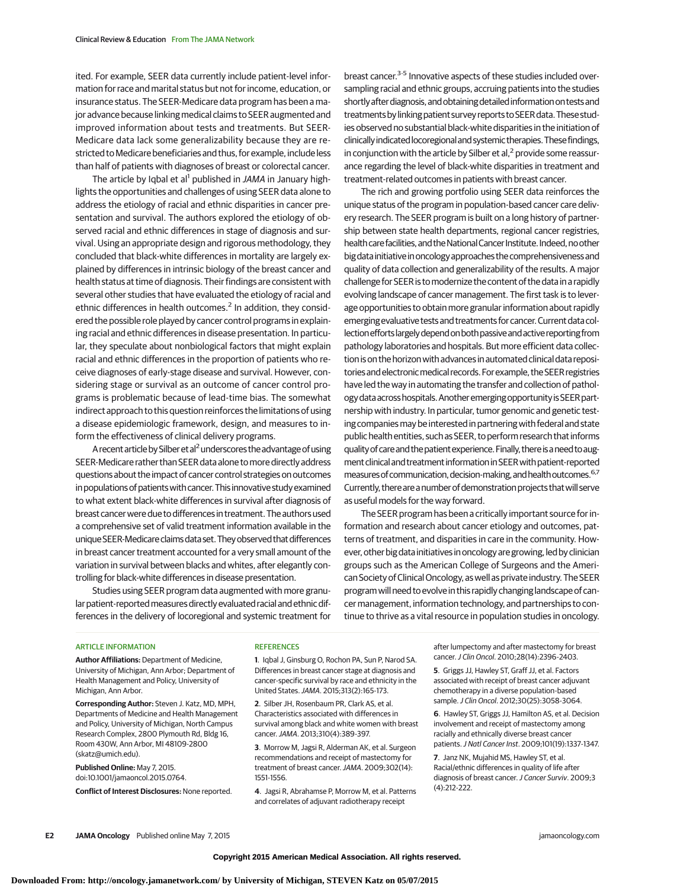ited. For example, SEER data currently include patient-level information for race and marital status but not for income, education, or insurance status. The SEER-Medicare data program has been a major advance because linking medical claims to SEER augmented and improved information about tests and treatments. But SEER-Medicare data lack some generalizability because they are restricted to Medicare beneficiaries and thus, for example, include less than half of patients with diagnoses of breast or colorectal cancer.

The article by Iqbal et al[1] published in *JAMA* in January highlights the opportunities and challenges of using SEER data alone to address the etiology of racial and ethnic disparities in cancer presentation and survival. The authors explored the etiology of observed racial and ethnic differences in stage of diagnosis and survival. Using an appropriate design and rigorous methodology, they concluded that black-white differences in mortality are largely explained by differences in intrinsic biology of the breast cancer and health status at time of diagnosis. Their findings are consistent with several other studies that have evaluated the etiology of racial and ethnic differences in health outcomes.[2] In addition, they considered the possible role played by cancer control programs in explaining racial and ethnic differences in disease presentation. In particular, they speculate about nonbiological factors that might explain racial and ethnic differences in the proportion of patients who receive diagnoses of early-stage disease and survival. However, considering stage or survival as an outcome of cancer control programs is problematic because of lead-time bias. The somewhat indirect approach to this question reinforces the limitations of using a disease epidemiologic framework, design, and measures to inform the effectiveness of clinical delivery programs.

A recent article by Silber et al[2] underscores the advantage of using SEER-Medicare rather than SEER data alone to more directly address questions about the impact of cancer control strategies on outcomes in populations of patients with cancer. This innovative study examined to what extent black-white differences in survival after diagnosis of breast cancer were due to differences in treatment. The authors used a comprehensive set of valid treatment information available in the unique SEER-Medicare claims data set. They observed that differences in breast cancer treatment accounted for a very small amount of the variation in survival between blacks and whites, after elegantly controlling for black-white differences in disease presentation.

Studies using SEER program data augmented with more granular patient-reported measures directly evaluated racial and ethnic differences in the delivery of locoregional and systemic treatment for breast cancer.[3-5] Innovative aspects of these studies included oversampling racial and ethnic groups, accruing patients into the studies shortly after diagnosis, and obtaining detailed information on tests and treatments by linking patient survey reports to SEER data. These studies observed no substantial black-white disparities in the initiation of clinically indicated locoregional and systemic therapies. These findings, in conjunction with the article by Silber et al,[2] provide some reassurance regarding the level of black-white disparities in treatment and treatment-related outcomes in patients with breast cancer.

The rich and growing portfolio using SEER data reinforces the unique status of the program in population-based cancer care delivery research. The SEER program is built on a long history of partnership between state health departments, regional cancer registries, health care facilities, and the National Cancer Institute. Indeed, no other big data initiative in oncology approaches the comprehensiveness and quality of data collection and generalizability of the results. A major challenge for SEER is to modernize the content of the data in a rapidly evolving landscape of cancer management. The first task is to leverage opportunities to obtain more granular information about rapidly emerging evaluative tests and treatments for cancer. Current data collection efforts largely depend on both passive and active reporting from pathology laboratories and hospitals. But more efficient data collection is on the horizon with advances in automated clinical data repositories and electronic medical records. For example, the SEER registries have led the way in automating the transfer and collection of pathology data across hospitals. Another emerging opportunity is SEER partnership with industry. In particular, tumor genomic and genetic testing companies may be interested in partnering with federal and state public health entities, such as SEER, to perform research that informs quality of care and the patient experience. Finally, there is a need to augment clinical and treatment information in SEER with patient-reported measures of communication, decision-making, and health outcomes.[6,7] Currently, there are a number of demonstration projects that will serve as useful models for the way forward.

The SEER program has been a critically important source for information and research about cancer etiology and outcomes, patterns of treatment, and disparities in care in the community. However, other big data initiatives in oncology are growing, led by clinician groups such as the American College of Surgeons and the American Society of Clinical Oncology, as well as private industry. The SEER program will need to evolve in this rapidly changing landscape of cancer management, information technology, and partnerships to continue to thrive as a vital resource in population studies in oncology.

## ARTICLE INFORMATION

**Author Affiliations:** Department of Medicine, University of Michigan, Ann Arbor; Department of Health Management and Policy, University of Michigan, Ann Arbor.

**Corresponding Author:** Steven J. Katz, MD, MPH, Departments of Medicine and Health Management and Policy, University of Michigan, North Campus Research Complex, 2800 Plymouth Rd, Bldg 16, Room 430W, Ann Arbor, MI 48109-2800 (skatz@umich.edu).

**Published Online:** May 7, 2015. doi:10.1001/jamaoncol.2015.0764.

**Conflict of Interest Disclosures:** None reported.

## REFERENCES

**1**. Iqbal J, Ginsburg O, Rochon PA, Sun P, Narod SA. Differences in breast cancer stage at diagnosis and cancer-specific survival by race and ethnicity in the United States. *JAMA*. 2015;313(2):165-173.

**2**. Silber JH, Rosenbaum PR, Clark AS, et al. Characteristics associated with differences in survival among black and white women with breast cancer. *JAMA*. 2013;310(4):389-397.

**3**. Morrow M, Jagsi R, Alderman AK, et al. Surgeon recommendations and receipt of mastectomy for treatment of breast cancer. *JAMA*. 2009;302(14):1551-1556.

**4**. Jagsi R, Abrahamse P, Morrow M, et al. Patterns and correlates of adjuvant radiotherapy receipt after lumpectomy and after mastectomy for breast cancer. *J Clin Oncol*. 2010;28(14):2396-2403.

**5**. Griggs JJ, Hawley ST, Graff JJ, et al. Factors associated with receipt of breast cancer adjuvant chemotherapy in a diverse population-based sample. *J Clin Oncol*. 2012;30(25):3058-3064.

**6**. Hawley ST, Griggs JJ, Hamilton AS, et al. Decision involvement and receipt of mastectomy among racially and ethnically diverse breast cancer patients. *J Natl Cancer Inst*. 2009;101(19):1337-1347.

**7**. Janz NK, Mujahid MS, Hawley ST, et al. Racial/ethnic differences in quality of life after diagnosis of breast cancer. *J Cancer Surviv*. 2009;3(4):212-222.